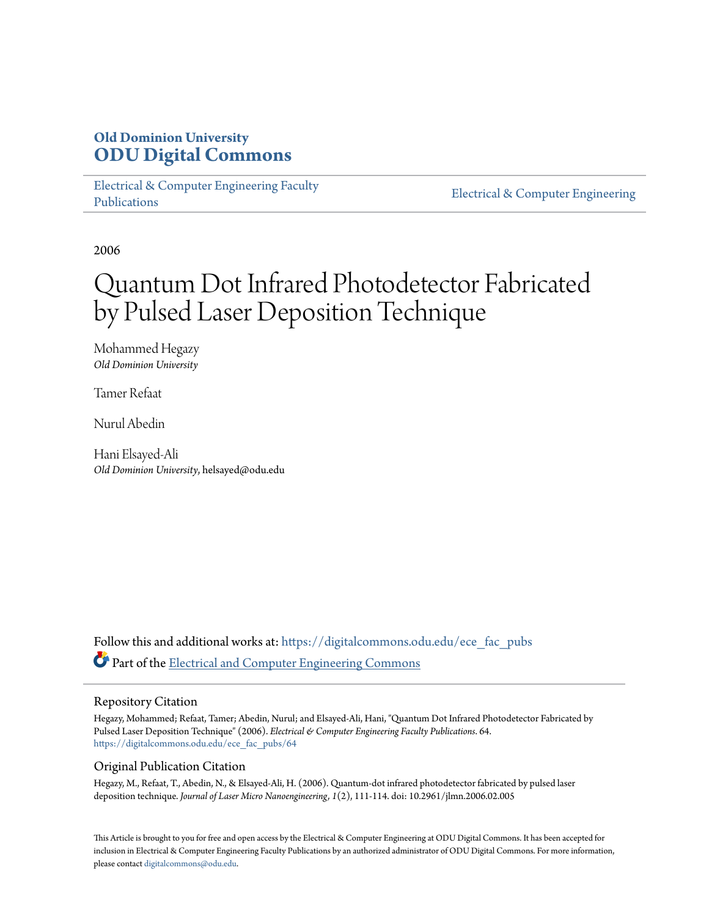**Old Dominion University**
**ODU Digital Commons**

Electrical & Computer Engineering Faculty Publications | Electrical & Computer Engineering

2006

# Quantum Dot Infrared Photodetector Fabricated by Pulsed Laser Deposition Technique

Mohammed Hegazy
*Old Dominion University*

Tamer Refaat

Nurul Abedin

Hani Elsayed-Ali
*Old Dominion University*, helsayed@odu.edu

Follow this and additional works at: https://digitalcommons.odu.edu/ece_fac_pubs

Part of the Electrical and Computer Engineering Commons

## Repository Citation

Hegazy, Mohammed; Refaat, Tamer; Abedin, Nurul; and Elsayed-Ali, Hani, "Quantum Dot Infrared Photodetector Fabricated by Pulsed Laser Deposition Technique" (2006). *Electrical & Computer Engineering Faculty Publications*. 64.
https://digitalcommons.odu.edu/ece_fac_pubs/64

## Original Publication Citation

Hegazy, M., Refaat, T., Abedin, N., & Elsayed-Ali, H. (2006). Quantum-dot infrared photodetector fabricated by pulsed laser deposition technique. *Journal of Laser Micro Nanoengineering*, *1*(2), 111-114. doi: 10.2961/jlmn.2006.02.005

This Article is brought to you for free and open access by the Electrical & Computer Engineering at ODU Digital Commons. It has been accepted for inclusion in Electrical & Computer Engineering Faculty Publications by an authorized administrator of ODU Digital Commons. For more information, please contact digitalcommons@odu.edu.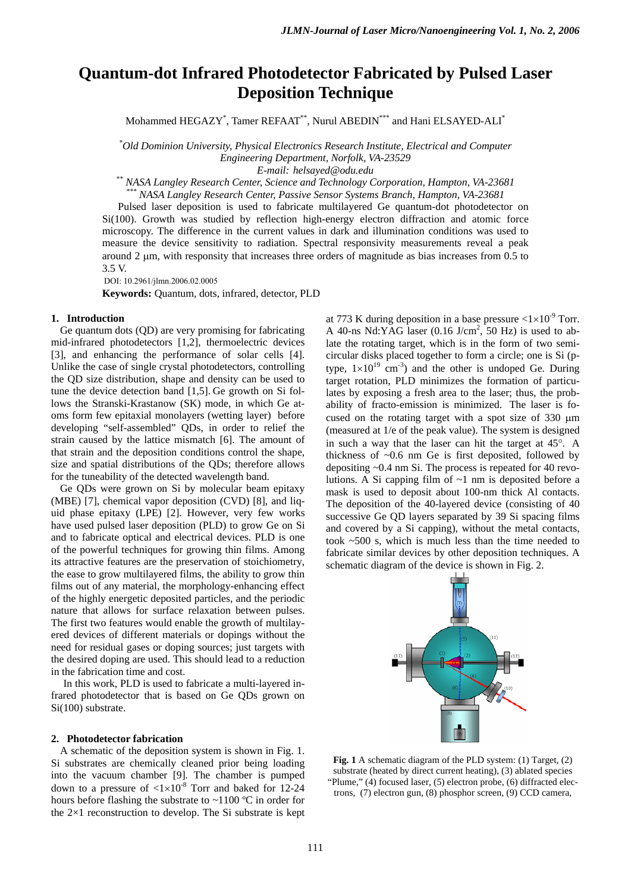# Quantum-dot Infrared Photodetector Fabricated by Pulsed Laser Deposition Technique

Mohammed HEGAZY[*], Tamer REFAAT[**], Nurul ABEDIN[***] and Hani ELSAYED-ALI[*]

[*] *Old Dominion University, Physical Electronics Research Institute, Electrical and Computer Engineering Department, Norfolk, VA-23529*
*E-mail: helsayed@odu.edu*

[**] *NASA Langley Research Center, Science and Technology Corporation, Hampton, VA-23681*

[***] *NASA Langley Research Center, Passive Sensor Systems Branch, Hampton, VA-23681*

Pulsed laser deposition is used to fabricate multilayered Ge quantum-dot photodetector on Si(100). Growth was studied by reflection high-energy electron diffraction and atomic force microscopy. The difference in the current values in dark and illumination conditions was used to measure the device sensitivity to radiation. Spectral responsivity measurements reveal a peak around 2 μm, with responsity that increases three orders of magnitude as bias increases from 0.5 to 3.5 V.

DOI: 10.2961/jlmn.2006.02.0005

**Keywords:** Quantum, dots, infrared, detector, PLD

## 1. Introduction

Ge quantum dots (QD) are very promising for fabricating mid-infrared photodetectors [1,2], thermoelectric devices [3], and enhancing the performance of solar cells [4]. Unlike the case of single crystal photodetectors, controlling the QD size distribution, shape and density can be used to tune the device detection band [1,5]. Ge growth on Si follows the Stranski-Krastanow (SK) mode, in which Ge atoms form few epitaxial monolayers (wetting layer) before developing "self-assembled" QDs, in order to relief the strain caused by the lattice mismatch [6]. The amount of that strain and the deposition conditions control the shape, size and spatial distributions of the QDs; therefore allows for the tuneability of the detected wavelength band.

Ge QDs were grown on Si by molecular beam epitaxy (MBE) [7], chemical vapor deposition (CVD) [8], and liquid phase epitaxy (LPE) [2]. However, very few works have used pulsed laser deposition (PLD) to grow Ge on Si and to fabricate optical and electrical devices. PLD is one of the powerful techniques for growing thin films. Among its attractive features are the preservation of stoichiometry, the ease to grow multilayered films, the ability to grow thin films out of any material, the morphology-enhancing effect of the highly energetic deposited particles, and the periodic nature that allows for surface relaxation between pulses. The first two features would enable the growth of multilayered devices of different materials or dopings without the need for residual gases or doping sources; just targets with the desired doping are used. This should lead to a reduction in the fabrication time and cost.

In this work, PLD is used to fabricate a multi-layered infrared photodetector that is based on Ge QDs grown on Si(100) substrate.

## 2. Photodetector fabrication

A schematic of the deposition system is shown in Fig. 1. Si substrates are chemically cleaned prior being loading into the vacuum chamber [9]. The chamber is pumped down to a pressure of $<1\times10^{-8}$ Torr and baked for 12-24 hours before flashing the substrate to ~1100 ºC in order for the 2×1 reconstruction to develop. The Si substrate is kept at 773 K during deposition in a base pressure $<1\times10^{-9}$ Torr. A 40-ns Nd:YAG laser (0.16 J/cm$^2$, 50 Hz) is used to ablate the rotating target, which is in the form of two semicircular disks placed together to form a circle; one is Si (p-type, $1\times10^{19}$ cm$^{-3}$) and the other is undoped Ge. During target rotation, PLD minimizes the formation of particulates by exposing a fresh area to the laser; thus, the probability of fracto-emission is minimized. The laser is focused on the rotating target with a spot size of 330 μm (measured at 1/e of the peak value). The system is designed in such a way that the laser can hit the target at 45°. A thickness of ~0.6 nm Ge is first deposited, followed by depositing ~0.4 nm Si. The process is repeated for 40 revolutions. A Si capping film of ~1 nm is deposited before a mask is used to deposit about 100-nm thick Al contacts. The deposition of the 40-layered device (consisting of 40 successive Ge QD layers separated by 39 Si spacing films and covered by a Si capping), without the metal contacts, took ~500 s, which is much less than the time needed to fabricate similar devices by other deposition techniques. A schematic diagram of the device is shown in Fig. 2.

**Fig. 1** A schematic diagram of the PLD system: (1) Target, (2) substrate (heated by direct current heating), (3) ablated species "Plume," (4) focused laser, (5) electron probe, (6) diffracted electrons, (7) electron gun, (8) phosphor screen, (9) CCD camera,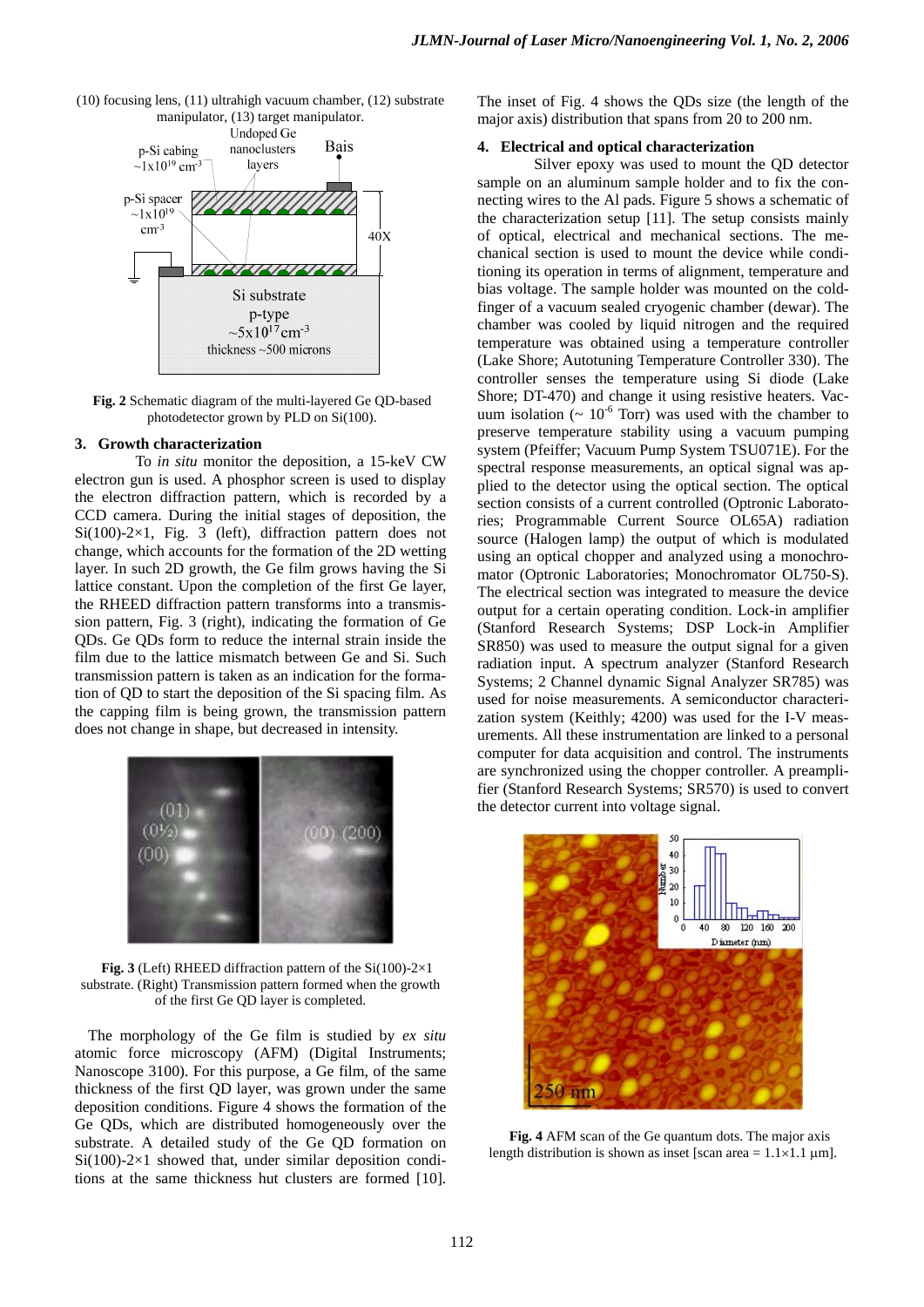(10) focusing lens, (11) ultrahigh vacuum chamber, (12) substrate manipulator, (13) target manipulator.

**Fig. 2** Schematic diagram of the multi-layered Ge QD-based photodetector grown by PLD on Si(100).

## 3. Growth characterization

To *in situ* monitor the deposition, a 15-keV CW electron gun is used. A phosphor screen is used to display the electron diffraction pattern, which is recorded by a CCD camera. During the initial stages of deposition, the Si(100)-2×1, Fig. 3 (left), diffraction pattern does not change, which accounts for the formation of the 2D wetting layer. In such 2D growth, the Ge film grows having the Si lattice constant. Upon the completion of the first Ge layer, the RHEED diffraction pattern transforms into a transmission pattern, Fig. 3 (right), indicating the formation of Ge QDs. Ge QDs form to reduce the internal strain inside the film due to the lattice mismatch between Ge and Si. Such transmission pattern is taken as an indication for the formation of QD to start the deposition of the Si spacing film. As the capping film is being grown, the transmission pattern does not change in shape, but decreased in intensity.

**Fig. 3** (Left) RHEED diffraction pattern of the Si(100)-2×1 substrate. (Right) Transmission pattern formed when the growth of the first Ge QD layer is completed.

The morphology of the Ge film is studied by *ex situ* atomic force microscopy (AFM) (Digital Instruments; Nanoscope 3100). For this purpose, a Ge film, of the same thickness of the first QD layer, was grown under the same deposition conditions. Figure 4 shows the formation of the Ge QDs, which are distributed homogeneously over the substrate. A detailed study of the Ge QD formation on Si(100)-2×1 showed that, under similar deposition conditions at the same thickness hut clusters are formed [10]. The inset of Fig. 4 shows the QDs size (the length of the major axis) distribution that spans from 20 to 200 nm.

## 4. Electrical and optical characterization

Silver epoxy was used to mount the QD detector sample on an aluminum sample holder and to fix the connecting wires to the Al pads. Figure 5 shows a schematic of the characterization setup [11]. The setup consists mainly of optical, electrical and mechanical sections. The mechanical section is used to mount the device while conditioning its operation in terms of alignment, temperature and bias voltage. The sample holder was mounted on the cold-finger of a vacuum sealed cryogenic chamber (dewar). The chamber was cooled by liquid nitrogen and the required temperature was obtained using a temperature controller (Lake Shore; Autotuning Temperature Controller 330). The controller senses the temperature using Si diode (Lake Shore; DT-470) and change it using resistive heaters. Vacuum isolation (~ $10^{-6}$ Torr) was used with the chamber to preserve temperature stability using a vacuum pumping system (Pfeiffer; Vacuum Pump System TSU071E). For the spectral response measurements, an optical signal was applied to the detector using the optical section. The optical section consists of a current controlled (Optronic Laboratories; Programmable Current Source OL65A) radiation source (Halogen lamp) the output of which is modulated using an optical chopper and analyzed using a monochromator (Optronic Laboratories; Monochromator OL750-S). The electrical section was integrated to measure the device output for a certain operating condition. Lock-in amplifier (Stanford Research Systems; DSP Lock-in Amplifier SR850) was used to measure the output signal for a given radiation input. A spectrum analyzer (Stanford Research Systems; 2 Channel dynamic Signal Analyzer SR785) was used for noise measurements. A semiconductor characterization system (Keithly; 4200) was used for the I-V measurements. All these instrumentation are linked to a personal computer for data acquisition and control. The instruments are synchronized using the chopper controller. A preamplifier (Stanford Research Systems; SR570) is used to convert the detector current into voltage signal.

**Fig. 4** AFM scan of the Ge quantum dots. The major axis length distribution is shown as inset [scan area = 1.1×1.1 μm].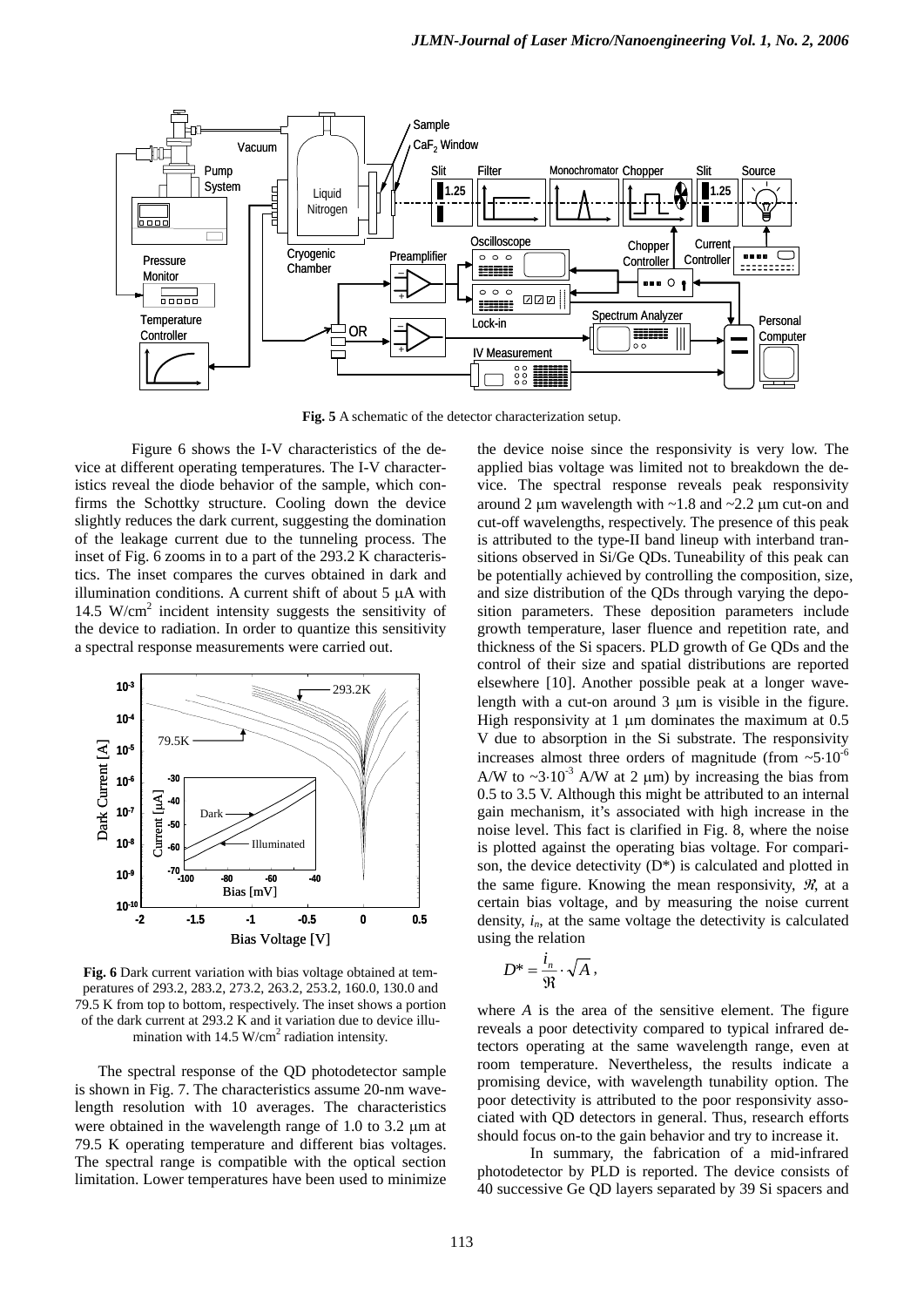**Fig. 5** A schematic of the detector characterization setup.

Figure 6 shows the I-V characteristics of the device at different operating temperatures. The I-V characteristics reveal the diode behavior of the sample, which confirms the Schottky structure. Cooling down the device slightly reduces the dark current, suggesting the domination of the leakage current due to the tunneling process. The inset of Fig. 6 zooms in to a part of the 293.2 K characteristics. The inset compares the curves obtained in dark and illumination conditions. A current shift of about 5 μA with 14.5 W/cm$^2$ incident intensity suggests the sensitivity of the device to radiation. In order to quantize this sensitivity a spectral response measurements were carried out.

**Fig. 6** Dark current variation with bias voltage obtained at temperatures of 293.2, 283.2, 273.2, 263.2, 253.2, 160.0, 130.0 and 79.5 K from top to bottom, respectively. The inset shows a portion of the dark current at 293.2 K and it variation due to device illumination with 14.5 W/cm$^2$ radiation intensity.

The spectral response of the QD photodetector sample is shown in Fig. 7. The characteristics assume 20-nm wavelength resolution with 10 averages. The characteristics were obtained in the wavelength range of 1.0 to 3.2 μm at 79.5 K operating temperature and different bias voltages. The spectral range is compatible with the optical section limitation. Lower temperatures have been used to minimize the device noise since the responsivity is very low. The applied bias voltage was limited not to breakdown the device. The spectral response reveals peak responsivity around 2 μm wavelength with ~1.8 and ~2.2 μm cut-on and cut-off wavelengths, respectively. The presence of this peak is attributed to the type-II band lineup with interband transitions observed in Si/Ge QDs. Tuneability of this peak can be potentially achieved by controlling the composition, size, and size distribution of the QDs through varying the deposition parameters. These deposition parameters include growth temperature, laser fluence and repetition rate, and thickness of the Si spacers. PLD growth of Ge QDs and the control of their size and spatial distributions are reported elsewhere [10]. Another possible peak at a longer wavelength with a cut-on around 3 μm is visible in the figure. High responsivity at 1 μm dominates the maximum at 0.5 V due to absorption in the Si substrate. The responsivity increases almost three orders of magnitude (from ~$5\cdot10^{-6}$ A/W to ~$3\cdot10^{-3}$ A/W at 2 μm) by increasing the bias from 0.5 to 3.5 V. Although this might be attributed to an internal gain mechanism, it's associated with high increase in the noise level. This fact is clarified in Fig. 8, where the noise is plotted against the operating bias voltage. For comparison, the device detectivity (D*) is calculated and plotted in the same figure. Knowing the mean responsivity, $\Re$, at a certain bias voltage, and by measuring the noise current density, $i_n$, at the same voltage the detectivity is calculated using the relation

$$D^* = \frac{i_n}{\Re} \cdot \sqrt{A}\,,$$

where $A$ is the area of the sensitive element. The figure reveals a poor detectivity compared to typical infrared detectors operating at the same wavelength range, even at room temperature. Nevertheless, the results indicate a promising device, with wavelength tunability option. The poor detectivity is attributed to the poor responsivity associated with QD detectors in general. Thus, research efforts should focus on-to the gain behavior and try to increase it.

In summary, the fabrication of a mid-infrared photodetector by PLD is reported. The device consists of 40 successive Ge QD layers separated by 39 Si spacers and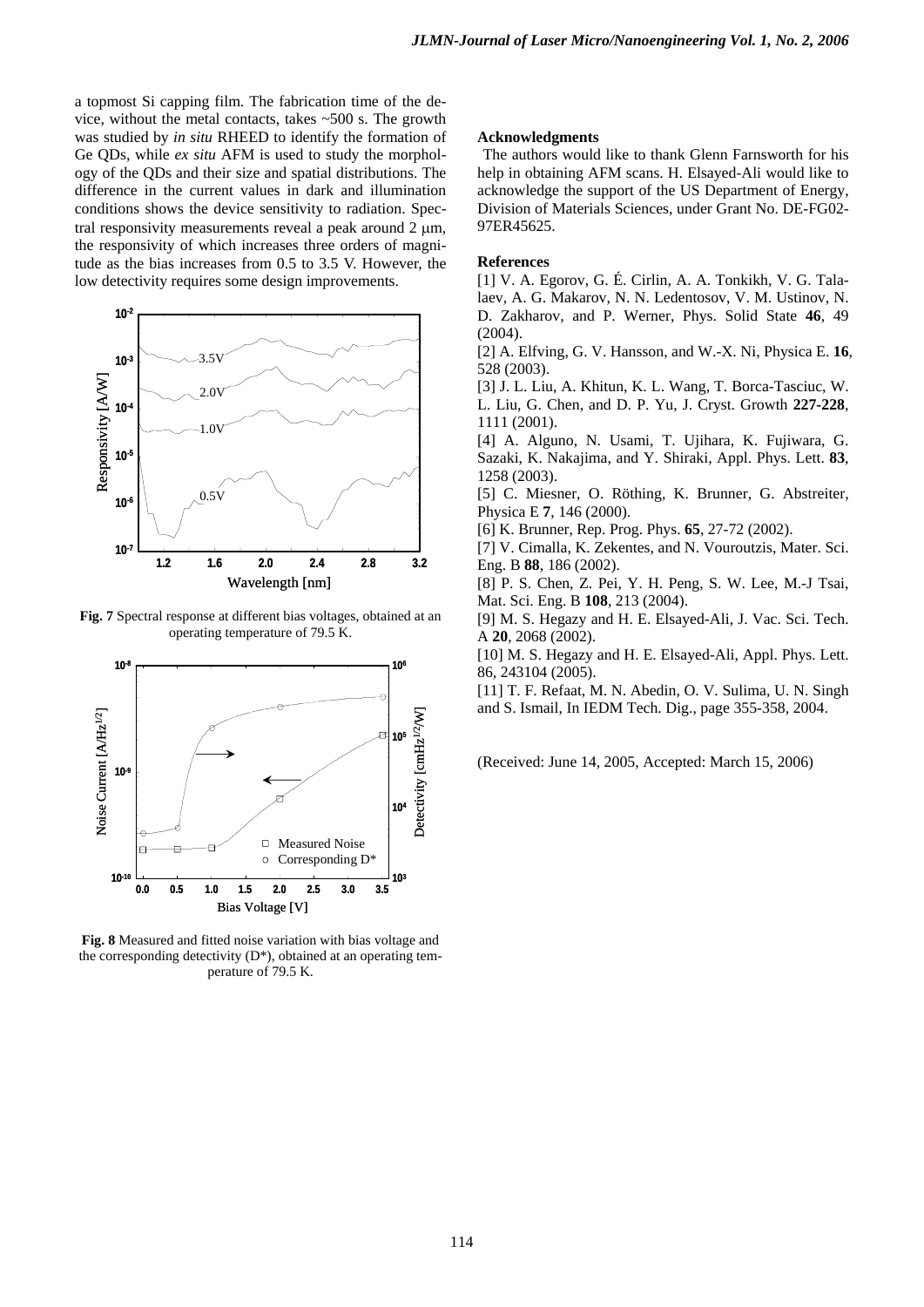a topmost Si capping film. The fabrication time of the device, without the metal contacts, takes ~500 s. The growth was studied by *in situ* RHEED to identify the formation of Ge QDs, while *ex situ* AFM is used to study the morphology of the QDs and their size and spatial distributions. The difference in the current values in dark and illumination conditions shows the device sensitivity to radiation. Spectral responsivity measurements reveal a peak around 2 μm, the responsivity of which increases three orders of magnitude as the bias increases from 0.5 to 3.5 V. However, the low detectivity requires some design improvements.

Responsivity [A/W]
$10^{-2}$
$10^{-3}$
$10^{-4}$
$10^{-5}$
$10^{-6}$
$10^{-7}$
3.5V
2.0V
1.0V
0.5V
1.2 1.6 2.0 2.4 2.8 3.2
Wavelength [nm]

**Fig. 7** Spectral response at different bias voltages, obtained at an operating temperature of 79.5 K.

Noise Current [A/Hz$^{1/2}$]
$10^{-8}$
$10^{-9}$
$10^{-10}$
Detectivity [cmHz$^{1/2}$/W]
$10^{6}$
$10^{5}$
$10^{4}$
$10^{3}$
□ Measured Noise
○ Corresponding D*
0.0 0.5 1.0 1.5 2.0 2.5 3.0 3.5
Bias Voltage [V]

**Fig. 8** Measured and fitted noise variation with bias voltage and the corresponding detectivity (D*), obtained at an operating temperature of 79.5 K.

**Acknowledgments**

The authors would like to thank Glenn Farnsworth for his help in obtaining AFM scans. H. Elsayed-Ali would like to acknowledge the support of the US Department of Energy, Division of Materials Sciences, under Grant No. DE-FG02-97ER45625.

**References**

[1] V. A. Egorov, G. É. Cirlin, A. A. Tonkikh, V. G. Talalaev, A. G. Makarov, N. N. Ledentosov, V. M. Ustinov, N. D. Zakharov, and P. Werner, Phys. Solid State **46**, 49 (2004).

[2] A. Elfving, G. V. Hansson, and W.-X. Ni, Physica E. **16**, 528 (2003).

[3] J. L. Liu, A. Khitun, K. L. Wang, T. Borca-Tasciuc, W. L. Liu, G. Chen, and D. P. Yu, J. Cryst. Growth **227-228**, 1111 (2001).

[4] A. Alguno, N. Usami, T. Ujihara, K. Fujiwara, G. Sazaki, K. Nakajima, and Y. Shiraki, Appl. Phys. Lett. **83**, 1258 (2003).

[5] C. Miesner, O. Röthing, K. Brunner, G. Abstreiter, Physica E **7**, 146 (2000).

[6] K. Brunner, Rep. Prog. Phys. **65**, 27-72 (2002).

[7] V. Cimalla, K. Zekentes, and N. Vouroutzis, Mater. Sci. Eng. B **88**, 186 (2002).

[8] P. S. Chen, Z. Pei, Y. H. Peng, S. W. Lee, M.-J Tsai, Mat. Sci. Eng. B **108**, 213 (2004).

[9] M. S. Hegazy and H. E. Elsayed-Ali, J. Vac. Sci. Tech. A **20**, 2068 (2002).

[10] M. S. Hegazy and H. E. Elsayed-Ali, Appl. Phys. Lett. 86, 243104 (2005).

[11] T. F. Refaat, M. N. Abedin, O. V. Sulima, U. N. Singh and S. Ismail, In IEDM Tech. Dig., page 355-358, 2004.

(Received: June 14, 2005, Accepted: March 15, 2006)